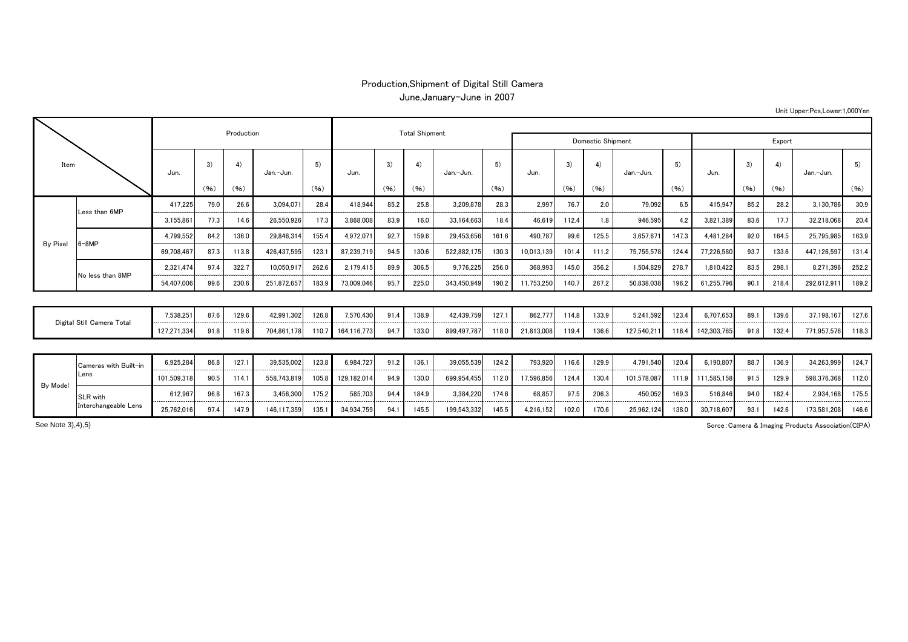# Production,Shipment of Digital Still Camera

## June,January-June in 2007

Unit Upper:Pcs,Lower:1,000Yen

| Item | | Production | | | | | Total Shipment | | | | | Domestic Shipment | | | | | Export | | | | |
|---|---|---|---|---|---|---|---|---|---|---|---|---|---|---|---|---|---|---|---|---|---|
| | | Jun. | 3) (%) | 4) (%) | Jan.-Jun. | 5) (%) | Jun. | 3) (%) | 4) (%) | Jan.-Jun. | 5) (%) | Jun. | 3) (%) | 4) (%) | Jan.-Jun. | 5) (%) | Jun. | 3) (%) | 4) (%) | Jan.-Jun. | 5) (%) |
| By Pixel | Less than 6MP | 417,225 | 79.0 | 26.6 | 3,094,071 | 28.4 | 418,944 | 85.2 | 25.8 | 3,209,878 | 28.3 | 2,997 | 76.7 | 2.0 | 79,092 | 6.5 | 415,947 | 85.2 | 28.2 | 3,130,786 | 30.9 |
| | | 3,155,861 | 77.3 | 14.6 | 26,550,926 | 17.3 | 3,868,008 | 83.9 | 16.0 | 33,164,663 | 18.4 | 46,619 | 112.4 | 1.8 | 946,595 | 4.2 | 3,821,389 | 83.6 | 17.7 | 32,218,068 | 20.4 |
| | 6-8MP | 4,799,552 | 84.2 | 136.0 | 29,846,314 | 155.4 | 4,972,071 | 92.7 | 159.6 | 29,453,656 | 161.6 | 490,787 | 99.6 | 125.5 | 3,657,671 | 147.3 | 4,481,284 | 92.0 | 164.5 | 25,795,985 | 163.9 |
| | | 69,708,467 | 87.3 | 113.8 | 426,437,595 | 123.1 | 87,239,719 | 94.5 | 130.6 | 522,882,175 | 130.3 | 10,013,139 | 101.4 | 111.2 | 75,755,578 | 124.4 | 77,226,580 | 93.7 | 133.6 | 447,126,597 | 131.4 |
| | No less than 8MP | 2,321,474 | 97.4 | 322.7 | 10,050,917 | 262.6 | 2,179,415 | 89.9 | 306.5 | 9,776,225 | 256.0 | 368,993 | 145.0 | 356.2 | 1,504,829 | 278.7 | 1,810,422 | 83.5 | 298.1 | 8,271,396 | 252.2 |
| | | 54,407,006 | 99.6 | 230.6 | 251,872,657 | 183.9 | 73,009,046 | 95.7 | 225.0 | 343,450,949 | 190.2 | 11,753,250 | 140.7 | 267.2 | 50,838,038 | 196.2 | 61,255,796 | 90.1 | 218.4 | 292,612,911 | 189.2 |
| Digital Still Camera Total | | 7,538,251 | 87.6 | 129.6 | 42,991,302 | 126.8 | 7,570,430 | 91.4 | 138.9 | 42,439,759 | 127.1 | 862,777 | 114.8 | 133.9 | 5,241,592 | 123.4 | 6,707,653 | 89.1 | 139.6 | 37,198,167 | 127.6 |
| | | 127,271,334 | 91.8 | 119.6 | 704,861,178 | 110.7 | 164,116,773 | 94.7 | 133.0 | 899,497,787 | 118.0 | 21,813,008 | 119.4 | 136.6 | 127,540,211 | 116.4 | 142,303,765 | 91.8 | 132.4 | 771,957,576 | 118.3 |
| By Model | Cameras with Built-in Lens | 6,925,284 | 86.8 | 127.1 | 39,535,002 | 123.8 | 6,984,727 | 91.2 | 136.1 | 39,055,539 | 124.2 | 793,920 | 116.6 | 129.9 | 4,791,540 | 120.4 | 6,190,807 | 88.7 | 136.9 | 34,263,999 | 124.7 |
| | | 101,509,318 | 90.5 | 114.1 | 558,743,819 | 105.8 | 129,182,014 | 94.9 | 130.0 | 699,954,455 | 112.0 | 17,596,856 | 124.4 | 130.4 | 101,578,087 | 111.9 | 111,585,158 | 91.5 | 129.9 | 598,376,368 | 112.0 |
| | SLR with Interchangeable Lens | 612,967 | 96.8 | 167.3 | 3,456,300 | 175.2 | 585,703 | 94.4 | 184.9 | 3,384,220 | 174.6 | 68,857 | 97.5 | 206.3 | 450,052 | 169.3 | 516,846 | 94.0 | 182.4 | 2,934,168 | 175.5 |
| | | 25,762,016 | 97.4 | 147.9 | 146,117,359 | 135.1 | 34,934,759 | 94.1 | 145.5 | 199,543,332 | 145.5 | 4,216,152 | 102.0 | 170.6 | 25,962,124 | 138.0 | 30,718,607 | 93.1 | 142.6 | 173,581,208 | 146.6 |

See Note 3),4),5)

Sorce:Camera & Imaging Products Association(CIPA)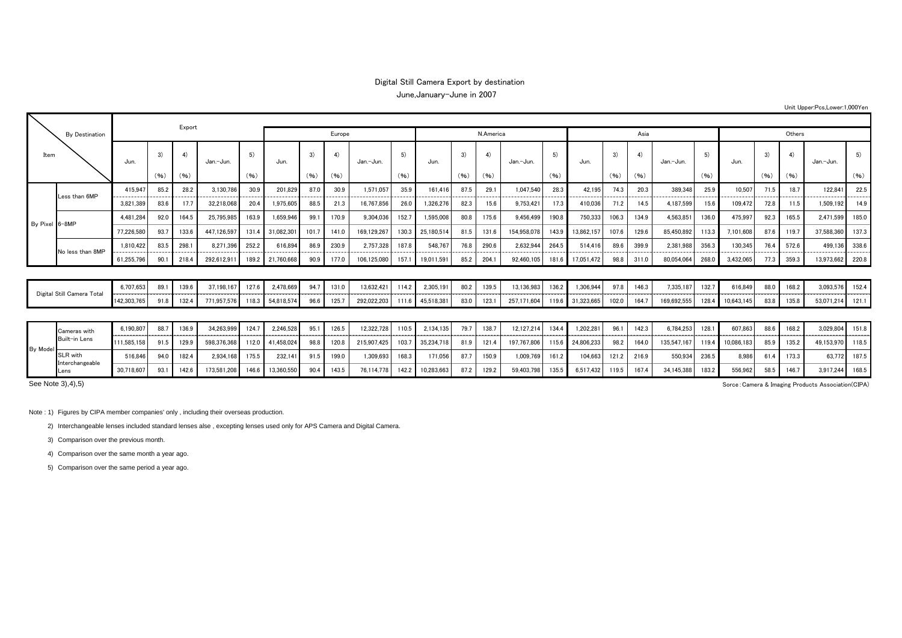# Digital Still Camera Export by destination

June,January-June in 2007

Unit Upper:Pcs,Lower:1,000Yen

| Item | | Export | | | | | Europe | | | | | N.America | | | | | Asia | | | | | Others | | | | |
|---|---|---|---|---|---|---|---|---|---|---|---|---|---|---|---|---|---|---|---|---|---|---|---|---|---|---|
| | | Jun. | 3) (%) | 4) (%) | Jan.-Jun. | 5) (%) | Jun. | 3) (%) | 4) (%) | Jan.-Jun. | 5) (%) | Jun. | 3) (%) | 4) (%) | Jan.-Jun. | 5) (%) | Jun. | 3) (%) | 4) (%) | Jan.-Jun. | 5) (%) | Jun. | 3) (%) | 4) (%) | Jan.-Jun. | 5) (%) |
| By Pixel | Less than 6MP | 415,947 | 85.2 | 28.2 | 3,130,786 | 30.9 | 201,829 | 87.0 | 30.9 | 1,571,057 | 35.9 | 161,416 | 87.5 | 29.1 | 1,047,540 | 28.3 | 42,195 | 74.3 | 20.3 | 389,348 | 25.9 | 10,507 | 71.5 | 18.7 | 122,841 | 22.5 |
| | | 3,821,389 | 83.6 | 17.7 | 32,218,068 | 20.4 | 1,975,605 | 88.5 | 21.3 | 16,767,856 | 26.0 | 1,326,276 | 82.3 | 15.6 | 9,753,421 | 17.3 | 410,036 | 71.2 | 14.5 | 4,187,599 | 15.6 | 109,472 | 72.8 | 11.5 | 1,509,192 | 14.9 |
| | 6-8MP | 4,481,284 | 92.0 | 164.5 | 25,795,985 | 163.9 | 1,659,946 | 99.1 | 170.9 | 9,304,036 | 152.7 | 1,595,008 | 80.8 | 175.6 | 9,456,499 | 190.8 | 750,333 | 106.3 | 134.9 | 4,563,851 | 136.0 | 475,997 | 92.3 | 165.5 | 2,471,599 | 185.0 |
| | | 77,226,580 | 93.7 | 133.6 | 447,126,597 | 131.4 | 31,082,301 | 101.7 | 141.0 | 169,129,267 | 130.3 | 25,180,514 | 81.5 | 131.6 | 154,958,078 | 143.9 | 13,862,157 | 107.6 | 129.6 | 85,450,892 | 113.3 | 7,101,608 | 87.6 | 119.7 | 37,588,360 | 137.3 |
| | No less than 8MP | 1,810,422 | 83.5 | 298.1 | 8,271,396 | 252.2 | 616,894 | 86.9 | 230.9 | 2,757,328 | 187.8 | 548,767 | 76.8 | 290.6 | 2,632,944 | 264.5 | 514,416 | 89.6 | 399.9 | 2,381,988 | 356.3 | 130,345 | 76.4 | 572.6 | 499,136 | 338.6 |
| | | 61,255,796 | 90.1 | 218.4 | 292,612,911 | 189.2 | 21,760,668 | 90.9 | 177.0 | 106,125,080 | 157.1 | 19,011,591 | 85.2 | 204.1 | 92,460,105 | 181.6 | 17,051,472 | 98.8 | 311.0 | 80,054,064 | 268.0 | 3,432,065 | 77.3 | 359.3 | 13,973,662 | 220.8 |
| Digital Still Camera Total | | 6,707,653 | 89.1 | 139.6 | 37,198,167 | 127.6 | 2,478,669 | 94.7 | 131.0 | 13,632,421 | 114.2 | 2,305,191 | 80.2 | 139.5 | 13,136,983 | 136.2 | 1,306,944 | 97.8 | 146.3 | 7,335,187 | 132.7 | 616,849 | 88.0 | 168.2 | 3,093,576 | 152.4 |
| | | 142,303,765 | 91.8 | 132.4 | 771,957,576 | 118.3 | 54,818,574 | 96.6 | 125.7 | 292,022,203 | 111.6 | 45,518,381 | 83.0 | 123.1 | 257,171,604 | 119.6 | 31,323,665 | 102.0 | 164.7 | 169,692,555 | 128.4 | 10,643,145 | 83.8 | 135.8 | 53,071,214 | 121.1 |
| By Model | Cameras with Built-in Lens | 6,190,807 | 88.7 | 136.9 | 34,263,999 | 124.7 | 2,246,528 | 95.1 | 126.5 | 12,322,728 | 110.5 | 2,134,135 | 79.7 | 138.7 | 12,127,214 | 134.4 | 1,202,281 | 96.1 | 142.3 | 6,784,253 | 128.1 | 607,863 | 88.6 | 168.2 | 3,029,804 | 151.8 |
| | | 111,585,158 | 91.5 | 129.9 | 598,376,368 | 112.0 | 41,458,024 | 98.8 | 120.8 | 215,907,425 | 103.7 | 35,234,718 | 81.9 | 121.4 | 197,767,806 | 115.6 | 24,806,233 | 98.2 | 164.0 | 135,547,167 | 119.4 | 10,086,183 | 85.9 | 135.2 | 49,153,970 | 118.5 |
| | SLR with Interchangeable Lens | 516,846 | 94.0 | 182.4 | 2,934,168 | 175.5 | 232,141 | 91.5 | 199.0 | 1,309,693 | 168.3 | 171,056 | 87.7 | 150.9 | 1,009,769 | 161.2 | 104,663 | 121.2 | 216.9 | 550,934 | 236.5 | 8,986 | 61.4 | 173.3 | 63,772 | 187.5 |
| | | 30,718,607 | 93.1 | 142.6 | 173,581,208 | 146.6 | 13,360,550 | 90.4 | 143.5 | 76,114,778 | 142.2 | 10,283,663 | 87.2 | 129.2 | 59,403,798 | 135.5 | 6,517,432 | 119.5 | 167.4 | 34,145,388 | 183.2 | 556,962 | 58.5 | 146.7 | 3,917,244 | 168.5 |

See Note 3),4),5)

Sorce：Camera & Imaging Products Association(CIPA)

Note : 1) Figures by CIPA member companies' only , including their overseas production.

2) Interchangeable lenses included standard lenses alse , excepting lenses used only for APS Camera and Digital Camera.

3) Comparison over the previous month.

4) Comparison over the same month a year ago.

5) Comparison over the same period a year ago.